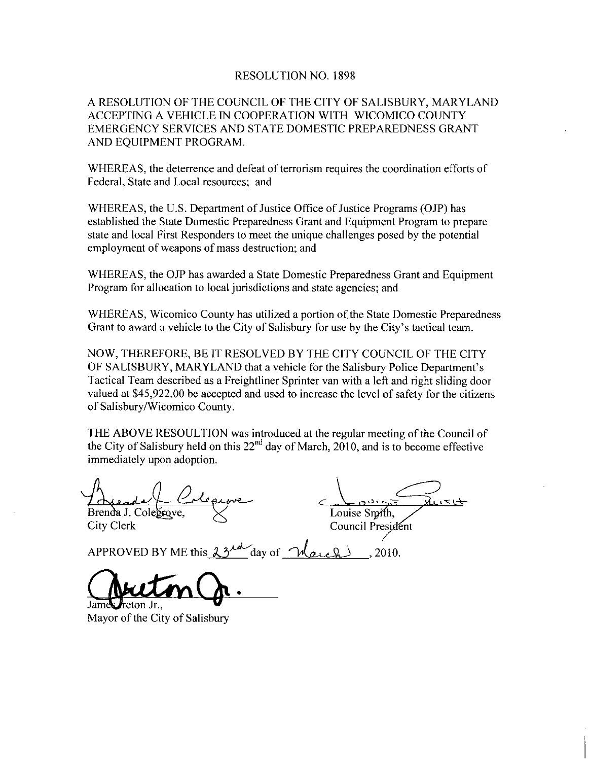# RESOLUTION NO. 1898

A RESOLUTION OF THE COUNCIL OF THE CITY OF SALISBURY, MARYLAND ACCEPTING A VEHICLE IN COOPERATION WITH WICOMICO COUNTY EMERGENCY SERVICES AND STATE DOMESTIC PREPAREDNESS GRANT AND EQUIPMENT PROGRAM.

WHEREAS, the deterrence and defeat of terrorism requires the coordination efforts of Federal, State and Local resources; and

WHEREAS, the U.S. Department of Justice Office of Justice Programs (OJP) has established the State Domestic Preparedness Grant and Equipment Program to prepare state and local First Responders to meet the unique challenges posed by the potential employment of weapons of mass destruction; and

WHEREAS, the OJP has awarded a State Domestic Preparedness Grant and Equipment Program for allocation to local jurisdictions and state agencies; and

WHEREAS, Wicomico County has utilized a portion of the State Domestic Preparedness Grant to award a vehicle to the City of Salisbury for use by the City's tactical team.

NOW, THEREFORE, BE IT RESOLVED BY THE CITY COUNCIL OF THE CITY OF SALISBURY, MARYLAND that a vehicle for the Salisbury Police Department's Tactical Team described as a Freightliner Sprinter van with a left and right sliding door valued at $45,922.00 be accepted and used to increase the level of safety for the citizens of Salisbury/Wicomico County.

THE ABOVE RESOULTION was introduced at the regular meeting of the Council of the City of Salisbury held on this 22nd day of March, 2010, and is to become effective immediately upon adoption.

Brenda J. Colegrove,
City Clerk

Louise Smith,
Council President

APPROVED BY ME this 23rd day of March, 2010.

James Ireton Jr.,
Mayor of the City of Salisbury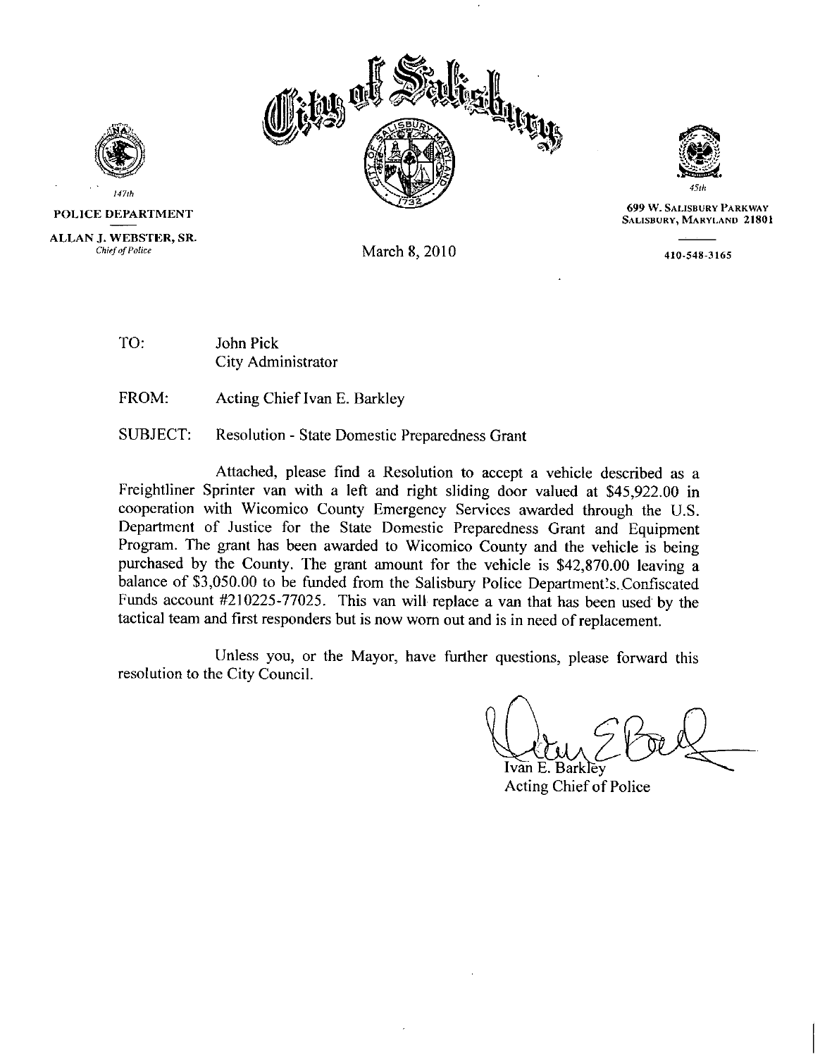147th

**POLICE DEPARTMENT**

**ALLAN J. WEBSTER, SR.**
*Chief of Police*

City of Salisbury

45th

699 W. Salisbury Parkway
Salisbury, Maryland 21801

410-548-3165

March 8, 2010

TO: John Pick
City Administrator

FROM: Acting Chief Ivan E. Barkley

SUBJECT: Resolution - State Domestic Preparedness Grant

Attached, please find a Resolution to accept a vehicle described as a Freightliner Sprinter van with a left and right sliding door valued at $45,922.00 in cooperation with Wicomico County Emergency Services awarded through the U.S. Department of Justice for the State Domestic Preparedness Grant and Equipment Program. The grant has been awarded to Wicomico County and the vehicle is being purchased by the County. The grant amount for the vehicle is $42,870.00 leaving a balance of $3,050.00 to be funded from the Salisbury Police Department's Confiscated Funds account #210225-77025. This van will replace a van that has been used by the tactical team and first responders but is now worn out and is in need of replacement.

Unless you, or the Mayor, have further questions, please forward this resolution to the City Council.

Ivan E. Barkley
Acting Chief of Police